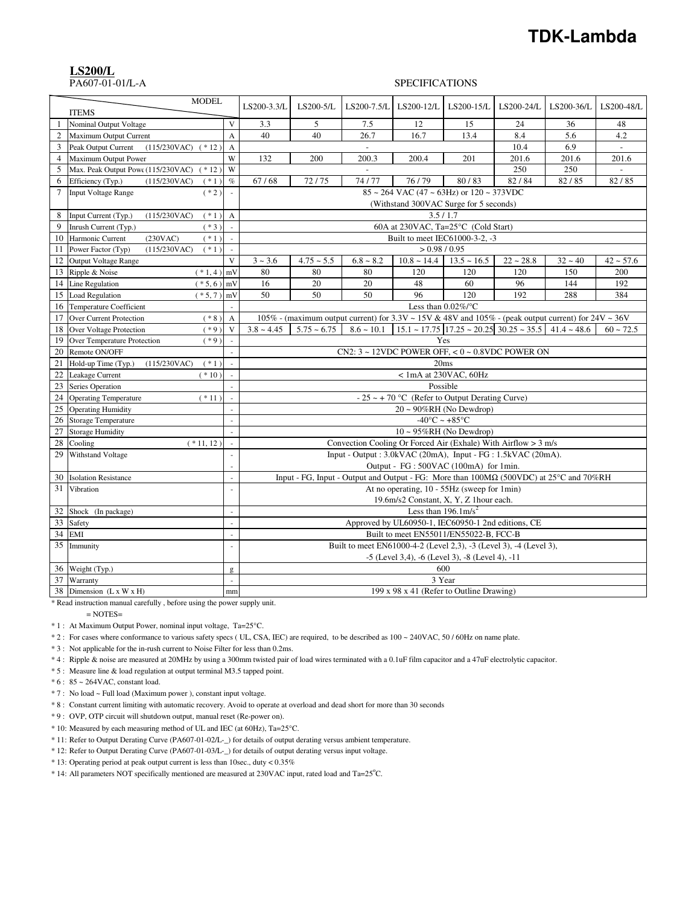**TDK-Lambda**

## LS200/L

PA607-01-01/L-A

SPECIFICATIONS

| No. | ITEMS | | MODEL: LS200-3.3/L | LS200-5/L | LS200-7.5/L | LS200-12/L | LS200-15/L | LS200-24/L | LS200-36/L | LS200-48/L |
|---|---|---|---|---|---|---|---|---|---|---|
| 1 | Nominal Output Voltage | V | 3.3 | 5 | 7.5 | 12 | 15 | 24 | 36 | 48 |
| 2 | Maximum Output Current | A | 40 | 40 | 26.7 | 16.7 | 13.4 | 8.4 | 5.6 | 4.2 |
| 3 | Peak Output Current (115/230VAC) (*12) | A | - | | | | | 10.4 | 6.9 | - |
| 4 | Maximum Output Power | W | 132 | 200 | 200.3 | 200.4 | 201 | 201.6 | 201.6 | 201.6 |
| 5 | Max. Peak Output Powe (115/230VAC) (*12) | W | - | | | | | 250 | 250 | - |
| 6 | Efficiency (Typ.) (115/230VAC) (*1) | % | 67 / 68 | 72 / 75 | 74 / 77 | 76 / 79 | 80 / 83 | 82 / 84 | 82 / 85 | 82 / 85 |
| 7 | Input Voltage Range (*2) | - | 85 ~ 264 VAC (47 ~ 63Hz) or 120 ~ 373VDC (Withstand 300VAC Surge for 5 seconds) | | | | | | | |
| 8 | Input Current (Typ.) (115/230VAC) (*1) | A | 3.5 / 1.7 | | | | | | | |
| 9 | Inrush Current (Typ.) (*3) | - | 60A at 230VAC, Ta=25°C (Cold Start) | | | | | | | |
| 10 | Harmonic Current (230VAC) (*1) | - | Built to meet IEC61000-3-2, -3 | | | | | | | |
| 11 | Power Factor (Typ) (115/230VAC) (*1) | - | > 0.98 / 0.95 | | | | | | | |
| 12 | Output Voltage Range | V | 3 ~ 3.6 | 4.75 ~ 5.5 | 6.8 ~ 8.2 | 10.8 ~ 14.4 | 13.5 ~ 16.5 | 22 ~ 28.8 | 32 ~ 40 | 42 ~ 57.6 |
| 13 | Ripple & Noise (*1, 4) | mV | 80 | 80 | 80 | 120 | 120 | 120 | 150 | 200 |
| 14 | Line Regulation (*5, 6) | mV | 16 | 20 | 20 | 48 | 60 | 96 | 144 | 192 |
| 15 | Load Regulation (*5, 7) | mV | 50 | 50 | 50 | 96 | 120 | 192 | 288 | 384 |
| 16 | Temperature Coefficient | - | Less than 0.02%/°C | | | | | | | |
| 17 | Over Current Protection (*8) | A | 105% - (maximum output current) for 3.3V ~ 15V & 48V and 105% - (peak output current) for 24V ~ 36V | | | | | | | |
| 18 | Over Voltage Protection (*9) | V | 3.8 ~ 4.45 | 5.75 ~ 6.75 | 8.6 ~ 10.1 | 15.1 ~ 17.75 | 17.25 ~ 20.25 | 30.25 ~ 35.5 | 41.4 ~ 48.6 | 60 ~ 72.5 |
| 19 | Over Temperature Protection (*9) | - | Yes | | | | | | | |
| 20 | Remote ON/OFF | - | CN2: 3 ~ 12VDC POWER OFF, < 0 ~ 0.8VDC POWER ON | | | | | | | |
| 21 | Hold-up Time (Typ.) (115/230VAC) (*1) | - | 20ms | | | | | | | |
| 22 | Leakage Current (*10) | - | < 1mA at 230VAC, 60Hz | | | | | | | |
| 23 | Series Operation | - | Possible | | | | | | | |
| 24 | Operating Temperature (*11) | - | - 25 ~ + 70 °C (Refer to Output Derating Curve) | | | | | | | |
| 25 | Operating Humidity | - | 20 ~ 90%RH (No Dewdrop) | | | | | | | |
| 26 | Storage Temperature | - | -40°C ~ +85°C | | | | | | | |
| 27 | Storage Humidity | - | 10 ~ 95%RH (No Dewdrop) | | | | | | | |
| 28 | Cooling (*11, 12) | - | Convection Cooling Or Forced Air (Exhale) With Airflow > 3 m/s | | | | | | | |
| 29 | Withstand Voltage | - | Input - Output : 3.0kVAC (20mA), Input - FG : 1.5kVAC (20mA). Output - FG : 500VAC (100mA) for 1min. | | | | | | | |
| 30 | Isolation Resistance | - | Input - FG, Input - Output and Output - FG: More than 100MΩ (500VDC) at 25°C and 70%RH | | | | | | | |
| 31 | Vibration | - | At no operating, 10 - 55Hz (sweep for 1min) 19.6m/s2 Constant, X, Y, Z 1hour each. | | | | | | | |
| 32 | Shock (In package) | - | Less than 196.1m/s$^2$ | | | | | | | |
| 33 | Safety | - | Approved by UL60950-1, IEC60950-1 2nd editions, CE | | | | | | | |
| 34 | EMI | - | Built to meet EN55011/EN55022-B, FCC-B | | | | | | | |
| 35 | Immunity | - | Built to meet EN61000-4-2 (Level 2,3), -3 (Level 3), -4 (Level 3), -5 (Level 3,4), -6 (Level 3), -8 (Level 4), -11 | | | | | | | |
| 36 | Weight (Typ.) | g | 600 | | | | | | | |
| 37 | Warranty | - | 3 Year | | | | | | | |
| 38 | Dimension (L x W x H) | mm | 199 x 98 x 41 (Refer to Outline Drawing) | | | | | | | |

* Read instruction manual carefully , before using the power supply unit.

= NOTES=

* 1 : At Maximum Output Power, nominal input voltage, Ta=25°C.

* 2 : For cases where conformance to various safety specs ( UL, CSA, IEC) are required, to be described as 100 ~ 240VAC, 50 / 60Hz on name plate.

* 3 : Not applicable for the in-rush current to Noise Filter for less than 0.2ms.

* 4 : Ripple & noise are measured at 20MHz by using a 300mm twisted pair of load wires terminated with a 0.1uF film capacitor and a 47uF electrolytic capacitor.

* 5 : Measure line & load regulation at output terminal M3.5 tapped point.

* 6 : 85 ~ 264VAC, constant load.

* 7 : No load ~ Full load (Maximum power ), constant input voltage.

* 8 : Constant current limiting with automatic recovery. Avoid to operate at overload and dead short for more than 30 seconds

* 9 : OVP, OTP circuit will shutdown output, manual reset (Re-power on).

* 10: Measured by each measuring method of UL and IEC (at 60Hz), Ta=25°C.

* 11: Refer to Output Derating Curve (PA607-01-02/L-_) for details of output derating versus ambient temperature.

* 12: Refer to Output Derating Curve (PA607-01-03/L-_) for details of output derating versus input voltage.

* 13: Operating period at peak output current is less than 10sec., duty < 0.35%

* 14: All parameters NOT specifically mentioned are measured at 230VAC input, rated load and Ta=25°C.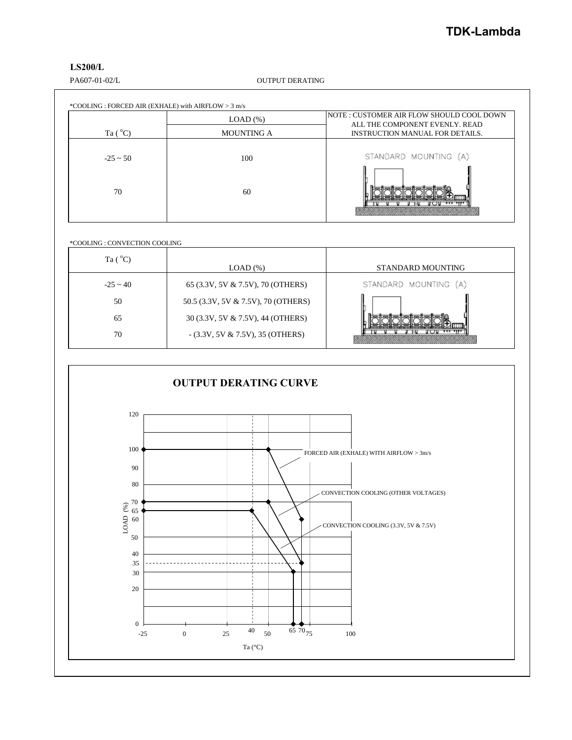**LS200/L**

PA607-01-02/L

OUTPUT DERATING

*COOLING : FORCED AIR (EXHALE) with AIRFLOW > 3 m/s

| Ta (°C) | LOAD (%) MOUNTING A | NOTE : CUSTOMER AIR FLOW SHOULD COOL DOWN ALL THE COMPONENT EVENLY. READ INSTRUCTION MANUAL FOR DETAILS. |
|---|---|---|
| -25 ~ 50 | 100 | STANDARD MOUNTING (A) |
| 70 | 60 | |

*COOLING : CONVECTION COOLING

| Ta (°C) | LOAD (%) | STANDARD MOUNTING |
|---|---|---|
| -25 ~ 40 | 65 (3.3V, 5V & 7.5V), 70 (OTHERS) | STANDARD MOUNTING (A) |
| 50 | 50.5 (3.3V, 5V & 7.5V), 70 (OTHERS) | |
| 65 | 30 (3.3V, 5V & 7.5V), 44 (OTHERS) | |
| 70 | - (3.3V, 5V & 7.5V), 35 (OTHERS) | |

**OUTPUT DERATING CURVE**

Curves: FORCED AIR (EXHALE) WITH AIRFLOW > 3m/s; CONVECTION COOLING (OTHER VOLTAGES); CONVECTION COOLING (3.3V, 5V & 7.5V)

LOAD (%) vs Ta (°C)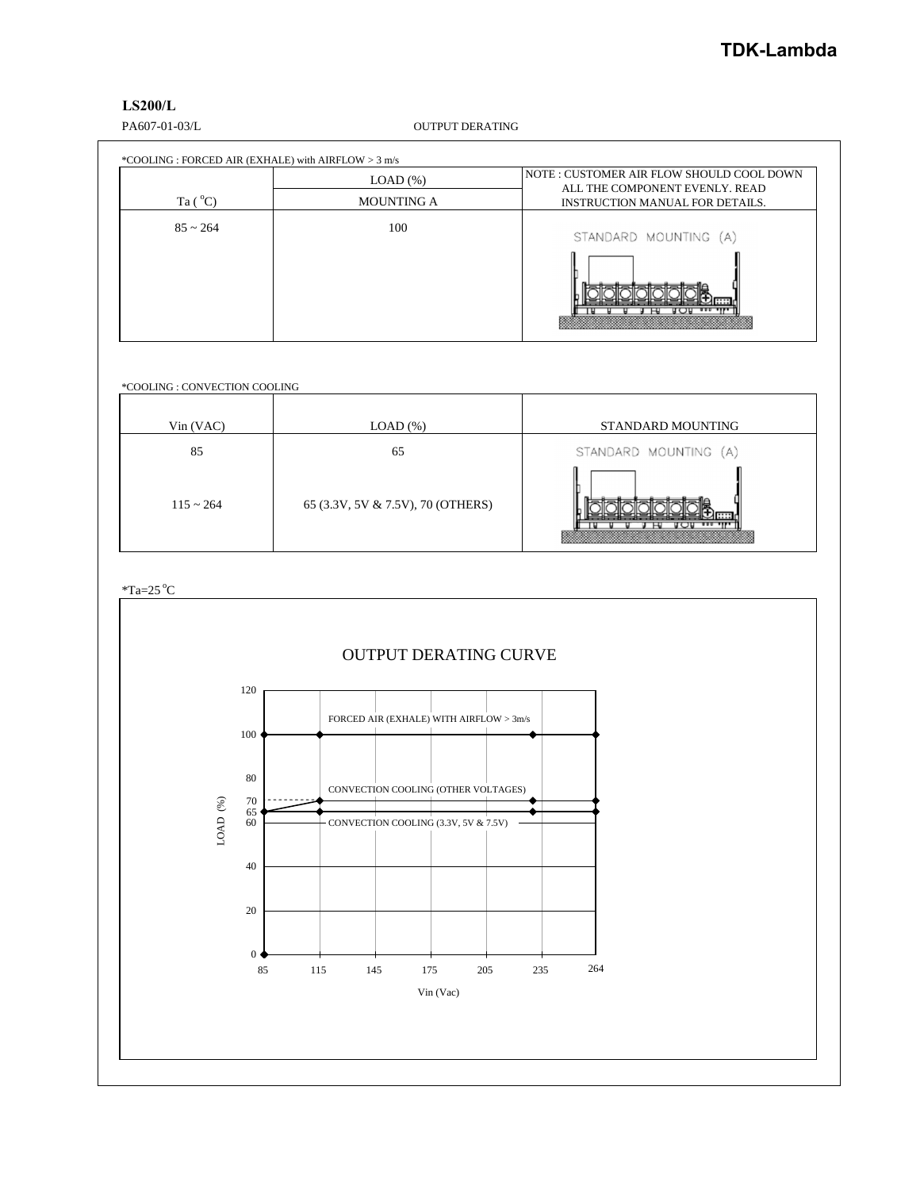**TDK-Lambda**

**LS200/L**

PA607-01-03/L OUTPUT DERATING

*COOLING : FORCED AIR (EXHALE) with AIRFLOW > 3 m/s

| Ta (°C) | LOAD (%) MOUNTING A | NOTE : CUSTOMER AIR FLOW SHOULD COOL DOWN ALL THE COMPONENT EVENLY. READ INSTRUCTION MANUAL FOR DETAILS. |
|---|---|---|
| 85 ~ 264 | 100 | STANDARD MOUNTING (A) |

*COOLING : CONVECTION COOLING

| Vin (VAC) | LOAD (%) | STANDARD MOUNTING |
|---|---|---|
| 85 | 65 | STANDARD MOUNTING (A) |
| 115 ~ 264 | 65 (3.3V, 5V & 7.5V), 70 (OTHERS) | |

*Ta=25 °C

OUTPUT DERATING CURVE

FORCED AIR (EXHALE) WITH AIRFLOW > 3m/s

CONVECTION COOLING (OTHER VOLTAGES)

CONVECTION COOLING (3.3V, 5V & 7.5V)

LOAD (%)

0
20
40
60
65
70
80
100
120

85
115
145
175
205
235
264

Vin (Vac)